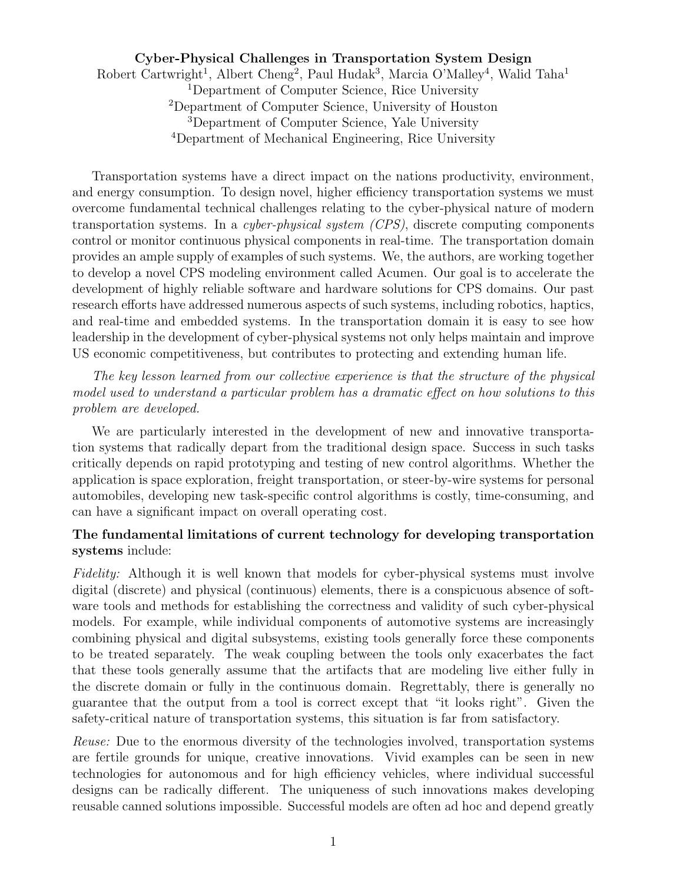# Cyber-Physical Challenges in Transportation System Design

Robert Cartwright[1], Albert Cheng[2], Paul Hudak[3], Marcia O'Malley[4], Walid Taha[1]

[1]Department of Computer Science, Rice University
[2]Department of Computer Science, University of Houston
[3]Department of Computer Science, Yale University
[4]Department of Mechanical Engineering, Rice University

Transportation systems have a direct impact on the nations productivity, environment, and energy consumption. To design novel, higher efficiency transportation systems we must overcome fundamental technical challenges relating to the cyber-physical nature of modern transportation systems. In a *cyber-physical system (CPS)*, discrete computing components control or monitor continuous physical components in real-time. The transportation domain provides an ample supply of examples of such systems. We, the authors, are working together to develop a novel CPS modeling environment called Acumen. Our goal is to accelerate the development of highly reliable software and hardware solutions for CPS domains. Our past research efforts have addressed numerous aspects of such systems, including robotics, haptics, and real-time and embedded systems. In the transportation domain it is easy to see how leadership in the development of cyber-physical systems not only helps maintain and improve US economic competitiveness, but contributes to protecting and extending human life.

*The key lesson learned from our collective experience is that the structure of the physical model used to understand a particular problem has a dramatic effect on how solutions to this problem are developed.*

We are particularly interested in the development of new and innovative transportation systems that radically depart from the traditional design space. Success in such tasks critically depends on rapid prototyping and testing of new control algorithms. Whether the application is space exploration, freight transportation, or steer-by-wire systems for personal automobiles, developing new task-specific control algorithms is costly, time-consuming, and can have a significant impact on overall operating cost.

**The fundamental limitations of current technology for developing transportation systems** include:

*Fidelity:* Although it is well known that models for cyber-physical systems must involve digital (discrete) and physical (continuous) elements, there is a conspicuous absence of software tools and methods for establishing the correctness and validity of such cyber-physical models. For example, while individual components of automotive systems are increasingly combining physical and digital subsystems, existing tools generally force these components to be treated separately. The weak coupling between the tools only exacerbates the fact that these tools generally assume that the artifacts that are modeling live either fully in the discrete domain or fully in the continuous domain. Regrettably, there is generally no guarantee that the output from a tool is correct except that "it looks right". Given the safety-critical nature of transportation systems, this situation is far from satisfactory.

*Reuse:* Due to the enormous diversity of the technologies involved, transportation systems are fertile grounds for unique, creative innovations. Vivid examples can be seen in new technologies for autonomous and for high efficiency vehicles, where individual successful designs can be radically different. The uniqueness of such innovations makes developing reusable canned solutions impossible. Successful models are often ad hoc and depend greatly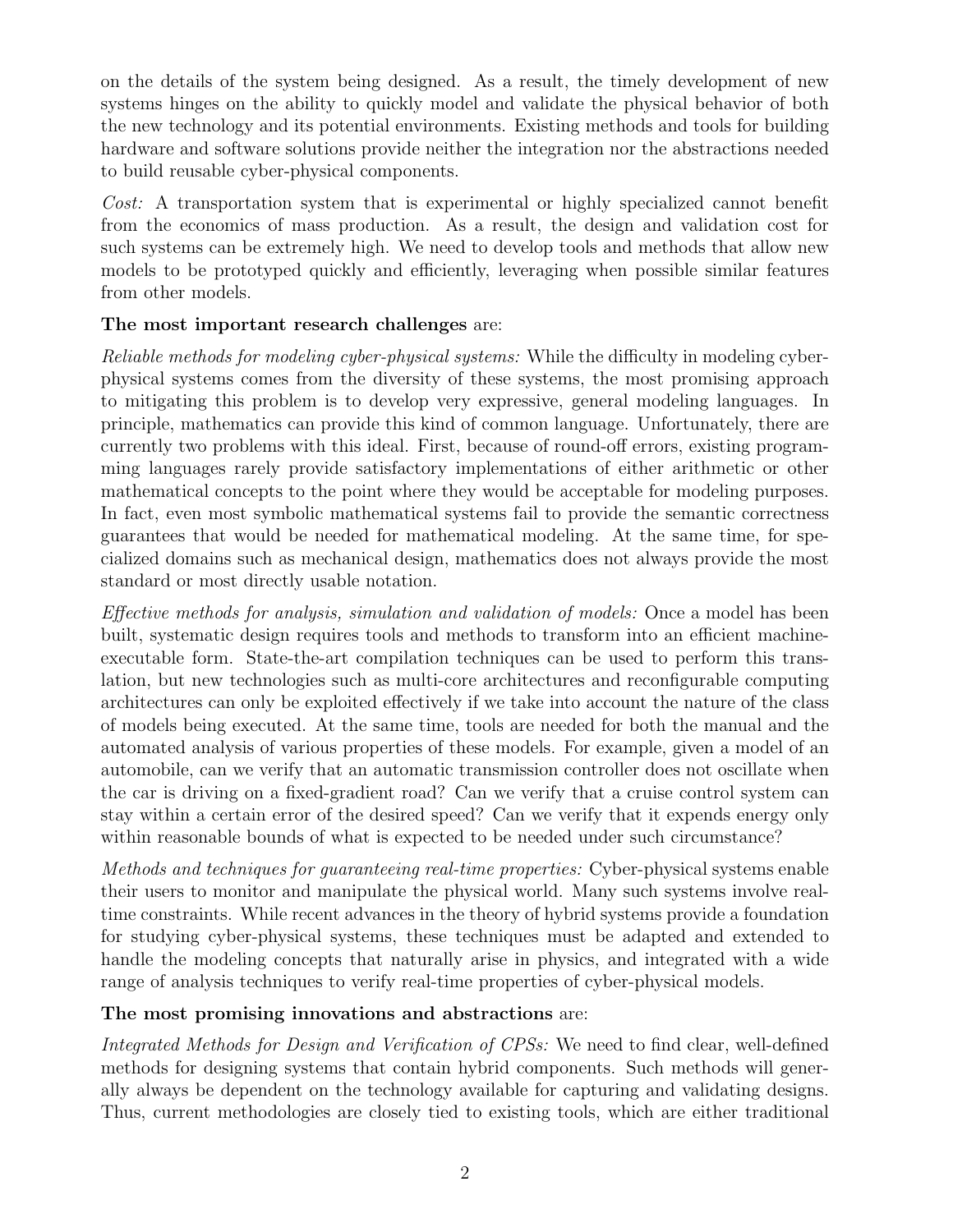on the details of the system being designed. As a result, the timely development of new systems hinges on the ability to quickly model and validate the physical behavior of both the new technology and its potential environments. Existing methods and tools for building hardware and software solutions provide neither the integration nor the abstractions needed to build reusable cyber-physical components.

*Cost:* A transportation system that is experimental or highly specialized cannot benefit from the economics of mass production. As a result, the design and validation cost for such systems can be extremely high. We need to develop tools and methods that allow new models to be prototyped quickly and efficiently, leveraging when possible similar features from other models.

**The most important research challenges** are:

*Reliable methods for modeling cyber-physical systems:* While the difficulty in modeling cyber-physical systems comes from the diversity of these systems, the most promising approach to mitigating this problem is to develop very expressive, general modeling languages. In principle, mathematics can provide this kind of common language. Unfortunately, there are currently two problems with this ideal. First, because of round-off errors, existing programming languages rarely provide satisfactory implementations of either arithmetic or other mathematical concepts to the point where they would be acceptable for modeling purposes. In fact, even most symbolic mathematical systems fail to provide the semantic correctness guarantees that would be needed for mathematical modeling. At the same time, for specialized domains such as mechanical design, mathematics does not always provide the most standard or most directly usable notation.

*Effective methods for analysis, simulation and validation of models:* Once a model has been built, systematic design requires tools and methods to transform into an efficient machine-executable form. State-the-art compilation techniques can be used to perform this translation, but new technologies such as multi-core architectures and reconfigurable computing architectures can only be exploited effectively if we take into account the nature of the class of models being executed. At the same time, tools are needed for both the manual and the automated analysis of various properties of these models. For example, given a model of an automobile, can we verify that an automatic transmission controller does not oscillate when the car is driving on a fixed-gradient road? Can we verify that a cruise control system can stay within a certain error of the desired speed? Can we verify that it expends energy only within reasonable bounds of what is expected to be needed under such circumstance?

*Methods and techniques for guaranteeing real-time properties:* Cyber-physical systems enable their users to monitor and manipulate the physical world. Many such systems involve real-time constraints. While recent advances in the theory of hybrid systems provide a foundation for studying cyber-physical systems, these techniques must be adapted and extended to handle the modeling concepts that naturally arise in physics, and integrated with a wide range of analysis techniques to verify real-time properties of cyber-physical models.

**The most promising innovations and abstractions** are:

*Integrated Methods for Design and Verification of CPSs:* We need to find clear, well-defined methods for designing systems that contain hybrid components. Such methods will generally always be dependent on the technology available for capturing and validating designs. Thus, current methodologies are closely tied to existing tools, which are either traditional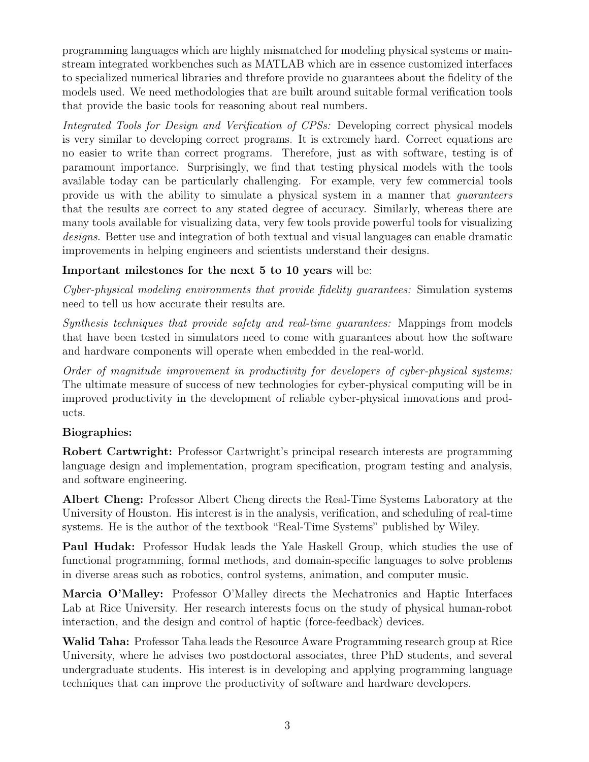programming languages which are highly mismatched for modeling physical systems or mainstream integrated workbenches such as MATLAB which are in essence customized interfaces to specialized numerical libraries and threfore provide no guarantees about the fidelity of the models used. We need methodologies that are built around suitable formal verification tools that provide the basic tools for reasoning about real numbers.

*Integrated Tools for Design and Verification of CPSs:* Developing correct physical models is very similar to developing correct programs. It is extremely hard. Correct equations are no easier to write than correct programs. Therefore, just as with software, testing is of paramount importance. Surprisingly, we find that testing physical models with the tools available today can be particularly challenging. For example, very few commercial tools provide us with the ability to simulate a physical system in a manner that *guaranteers* that the results are correct to any stated degree of accuracy. Similarly, whereas there are many tools available for visualizing data, very few tools provide powerful tools for visualizing *designs*. Better use and integration of both textual and visual languages can enable dramatic improvements in helping engineers and scientists understand their designs.

**Important milestones for the next 5 to 10 years** will be:

*Cyber-physical modeling environments that provide fidelity guarantees:* Simulation systems need to tell us how accurate their results are.

*Synthesis techniques that provide safety and real-time guarantees:* Mappings from models that have been tested in simulators need to come with guarantees about how the software and hardware components will operate when embedded in the real-world.

*Order of magnitude improvement in productivity for developers of cyber-physical systems:* The ultimate measure of success of new technologies for cyber-physical computing will be in improved productivity in the development of reliable cyber-physical innovations and products.

**Biographies:**

**Robert Cartwright:** Professor Cartwright's principal research interests are programming language design and implementation, program specification, program testing and analysis, and software engineering.

**Albert Cheng:** Professor Albert Cheng directs the Real-Time Systems Laboratory at the University of Houston. His interest is in the analysis, verification, and scheduling of real-time systems. He is the author of the textbook "Real-Time Systems" published by Wiley.

**Paul Hudak:** Professor Hudak leads the Yale Haskell Group, which studies the use of functional programming, formal methods, and domain-specific languages to solve problems in diverse areas such as robotics, control systems, animation, and computer music.

**Marcia O'Malley:** Professor O'Malley directs the Mechatronics and Haptic Interfaces Lab at Rice University. Her research interests focus on the study of physical human-robot interaction, and the design and control of haptic (force-feedback) devices.

**Walid Taha:** Professor Taha leads the Resource Aware Programming research group at Rice University, where he advises two postdoctoral associates, three PhD students, and several undergraduate students. His interest is in developing and applying programming language techniques that can improve the productivity of software and hardware developers.